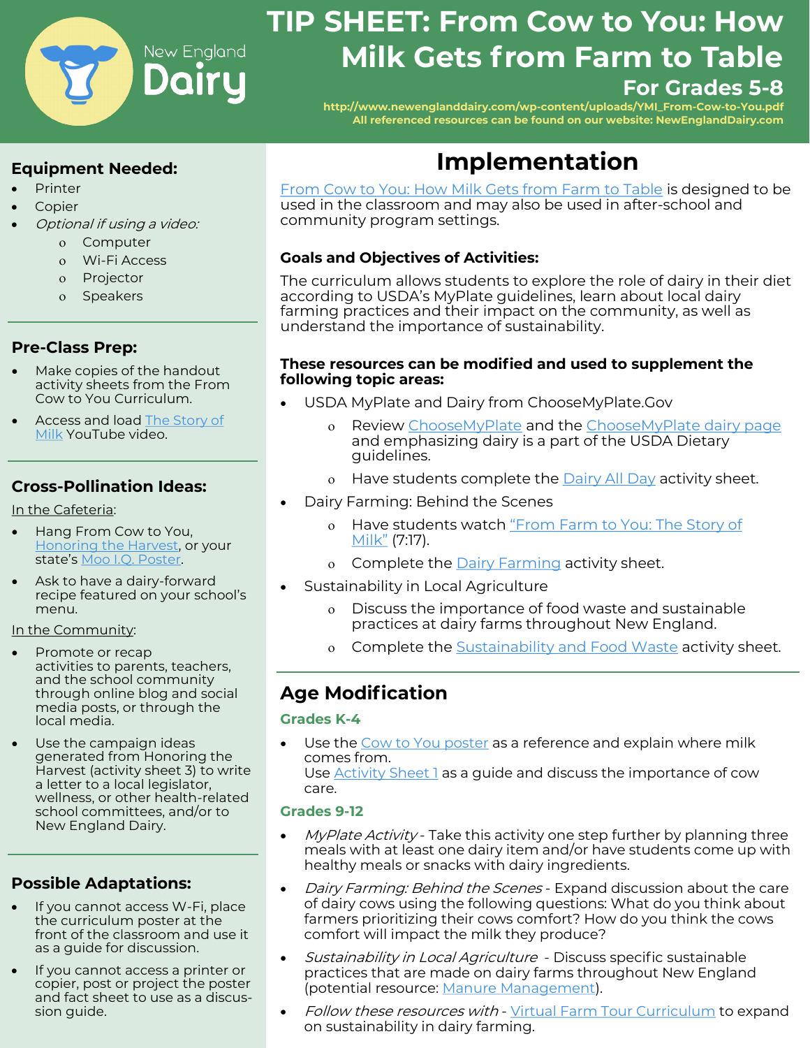New England Dairy

# TIP SHEET: From Cow to You: How Milk Gets from Farm to Table

## For Grades 5-8

http://www.newenglanddairy.com/wp-content/uploads/YMI_From-Cow-to-You.pdf
All referenced resources can be found on our website: NewEnglandDairy.com

### Equipment Needed:

- Printer
- Copier
- *Optional if using a video:*
  - Computer
  - Wi-Fi Access
  - Projector
  - Speakers

### Pre-Class Prep:

- Make copies of the handout activity sheets from the From Cow to You Curriculum.
- Access and load The Story of Milk YouTube video.

### Cross-Pollination Ideas:

In the Cafeteria:

- Hang From Cow to You, Honoring the Harvest, or your state's Moo I.Q. Poster.
- Ask to have a dairy-forward recipe featured on your school's menu.

In the Community:

- Promote or recap activities to parents, teachers, and the school community through online blog and social media posts, or through the local media.
- Use the campaign ideas generated from Honoring the Harvest (activity sheet 3) to write a letter to a local legislator, wellness, or other health-related school committees, and/or to New England Dairy.

### Possible Adaptations:

- If you cannot access W-Fi, place the curriculum poster at the front of the classroom and use it as a guide for discussion.
- If you cannot access a printer or copier, post or project the poster and fact sheet to use as a discussion guide.

## Implementation

From Cow to You: How Milk Gets from Farm to Table is designed to be used in the classroom and may also be used in after-school and community program settings.

**Goals and Objectives of Activities:**

The curriculum allows students to explore the role of dairy in their diet according to USDA's MyPlate guidelines, learn about local dairy farming practices and their impact on the community, as well as understand the importance of sustainability.

**These resources can be modified and used to supplement the following topic areas:**

- USDA MyPlate and Dairy from ChooseMyPlate.Gov
  - Review ChooseMyPlate and the ChooseMyPlate dairy page and emphasizing dairy is a part of the USDA Dietary guidelines.
  - Have students complete the Dairy All Day activity sheet.
- Dairy Farming: Behind the Scenes
  - Have students watch "From Farm to You: The Story of Milk" (7:17).
  - Complete the Dairy Farming activity sheet.
- Sustainability in Local Agriculture
  - Discuss the importance of food waste and sustainable practices at dairy farms throughout New England.
  - Complete the Sustainability and Food Waste activity sheet.

## Age Modification

### Grades K-4

- Use the Cow to You poster as a reference and explain where milk comes from.
  Use Activity Sheet 1 as a guide and discuss the importance of cow care.

### Grades 9-12

- *MyPlate Activity* - Take this activity one step further by planning three meals with at least one dairy item and/or have students come up with healthy meals or snacks with dairy ingredients.
- *Dairy Farming: Behind the Scenes* - Expand discussion about the care of dairy cows using the following questions: What do you think about farmers prioritizing their cows comfort? How do you think the cows comfort will impact the milk they produce?
- *Sustainability in Local Agriculture* - Discuss specific sustainable practices that are made on dairy farms throughout New England (potential resource: Manure Management).
- *Follow these resources with* - Virtual Farm Tour Curriculum to expand on sustainability in dairy farming.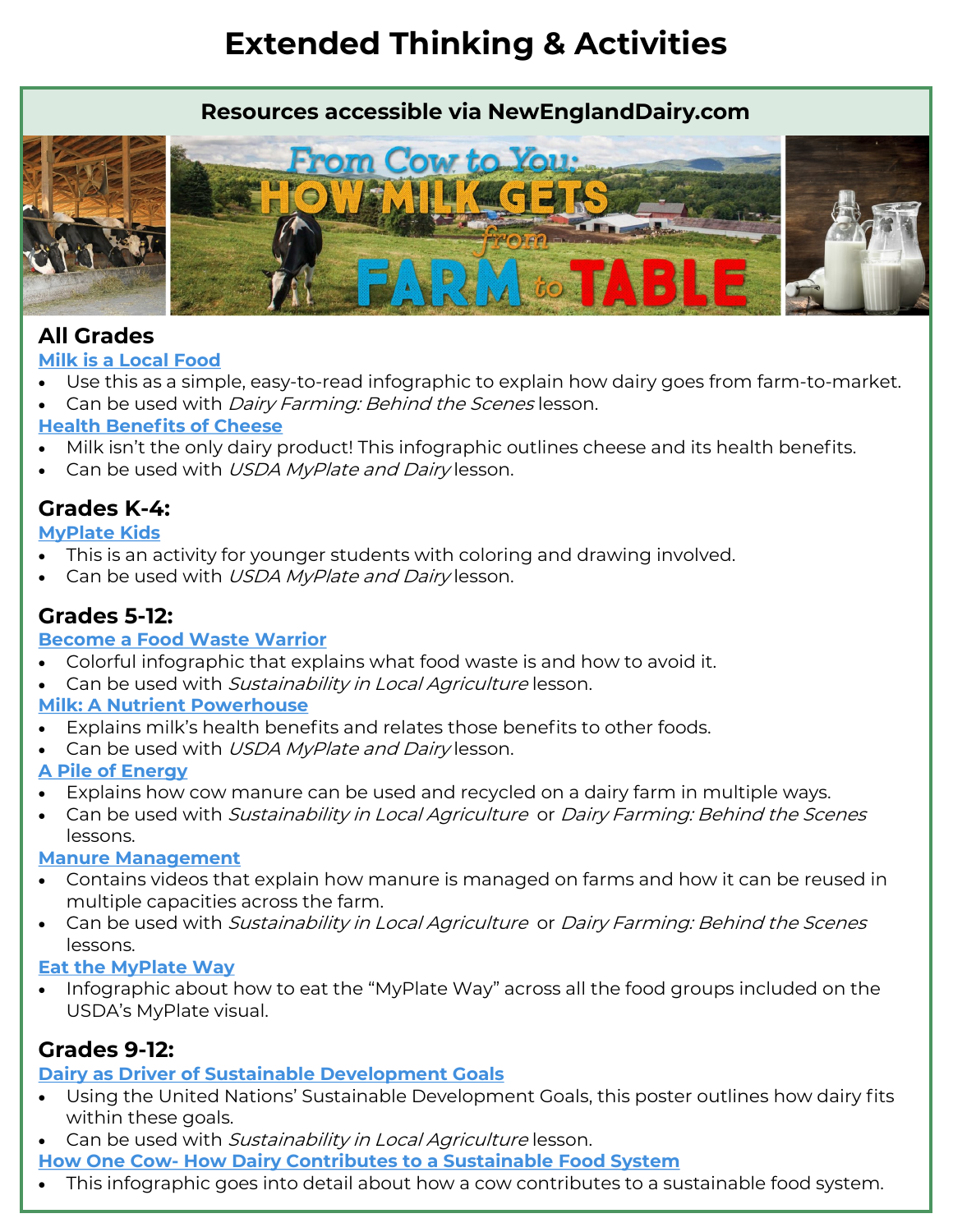# Extended Thinking & Activities

**Resources accessible via NewEnglandDairy.com**

## All Grades

**Milk is a Local Food**

- Use this as a simple, easy-to-read infographic to explain how dairy goes from farm-to-market.
- Can be used with *Dairy Farming: Behind the Scenes* lesson.

**Health Benefits of Cheese**

- Milk isn't the only dairy product! This infographic outlines cheese and its health benefits.
- Can be used with *USDA MyPlate and Dairy* lesson.

## Grades K-4:

**MyPlate Kids**

- This is an activity for younger students with coloring and drawing involved.
- Can be used with *USDA MyPlate and Dairy* lesson.

## Grades 5-12:

**Become a Food Waste Warrior**

- Colorful infographic that explains what food waste is and how to avoid it.
- Can be used with *Sustainability in Local Agriculture* lesson.

**Milk: A Nutrient Powerhouse**

- Explains milk's health benefits and relates those benefits to other foods.
- Can be used with *USDA MyPlate and Dairy* lesson.

**A Pile of Energy**

- Explains how cow manure can be used and recycled on a dairy farm in multiple ways.
- Can be used with *Sustainability in Local Agriculture* or *Dairy Farming: Behind the Scenes* lessons.

**Manure Management**

- Contains videos that explain how manure is managed on farms and how it can be reused in multiple capacities across the farm.
- Can be used with *Sustainability in Local Agriculture* or *Dairy Farming: Behind the Scenes* lessons.

**Eat the MyPlate Way**

- Infographic about how to eat the "MyPlate Way" across all the food groups included on the USDA's MyPlate visual.

## Grades 9-12:

**Dairy as Driver of Sustainable Development Goals**

- Using the United Nations' Sustainable Development Goals, this poster outlines how dairy fits within these goals.
- Can be used with *Sustainability in Local Agriculture* lesson.

**How One Cow- How Dairy Contributes to a Sustainable Food System**

- This infographic goes into detail about how a cow contributes to a sustainable food system.